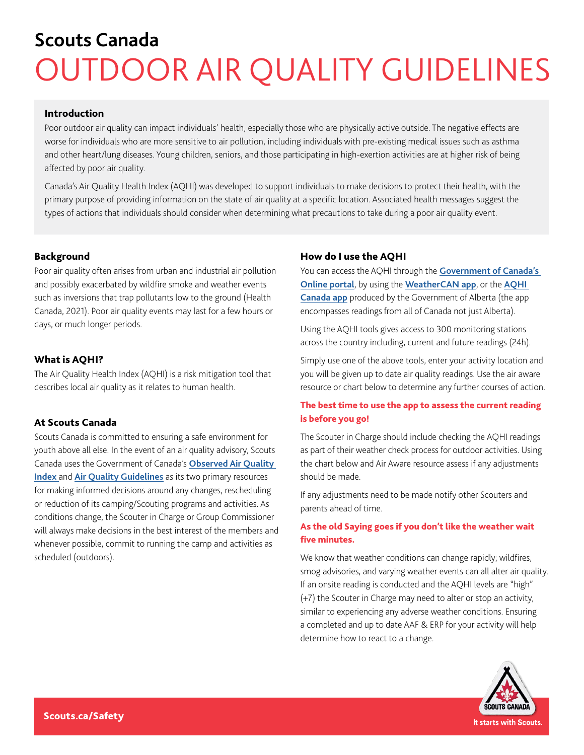# Scouts Canada

# OUTDOOR AIR QUALITY GUIDELINES

## Introduction

Poor outdoor air quality can impact individuals' health, especially those who are physically active outside. The negative effects are worse for individuals who are more sensitive to air pollution, including individuals with pre-existing medical issues such as asthma and other heart/lung diseases. Young children, seniors, and those participating in high-exertion activities are at higher risk of being affected by poor air quality.

Canada's Air Quality Health Index (AQHI) was developed to support individuals to make decisions to protect their health, with the primary purpose of providing information on the state of air quality at a specific location. Associated health messages suggest the types of actions that individuals should consider when determining what precautions to take during a poor air quality event.

## Background

Poor air quality often arises from urban and industrial air pollution and possibly exacerbated by wildfire smoke and weather events such as inversions that trap pollutants low to the ground (Health Canada, 2021). Poor air quality events may last for a few hours or days, or much longer periods.

## What is AQHI?

The Air Quality Health Index (AQHI) is a risk mitigation tool that describes local air quality as it relates to human health.

## At Scouts Canada

Scouts Canada is committed to ensuring a safe environment for youth above all else. In the event of an air quality advisory, Scouts Canada uses the Government of Canada's **Observed Air Quality Index** and **Air Quality Guidelines** as its two primary resources for making informed decisions around any changes, rescheduling or reduction of its camping/Scouting programs and activities. As conditions change, the Scouter in Charge or Group Commissioner will always make decisions in the best interest of the members and whenever possible, commit to running the camp and activities as scheduled (outdoors).

## How do I use the AQHI

You can access the AQHI through the **Government of Canada's Online portal**, by using the **WeatherCAN app**, or the **AQHI Canada app** produced by the Government of Alberta (the app encompasses readings from all of Canada not just Alberta).

Using the AQHI tools gives access to 300 monitoring stations across the country including, current and future readings (24h).

Simply use one of the above tools, enter your activity location and you will be given up to date air quality readings. Use the air aware resource or chart below to determine any further courses of action.

**The best time to use the app to assess the current reading is before you go!**

The Scouter in Charge should include checking the AQHI readings as part of their weather check process for outdoor activities. Using the chart below and Air Aware resource assess if any adjustments should be made.

If any adjustments need to be made notify other Scouters and parents ahead of time.

**As the old Saying goes if you don't like the weather wait five minutes.**

We know that weather conditions can change rapidly; wildfires, smog advisories, and varying weather events can all alter air quality. If an onsite reading is conducted and the AQHI levels are "high" (+7) the Scouter in Charge may need to alter or stop an activity, similar to experiencing any adverse weather conditions. Ensuring a completed and up to date AAF & ERP for your activity will help determine how to react to a change.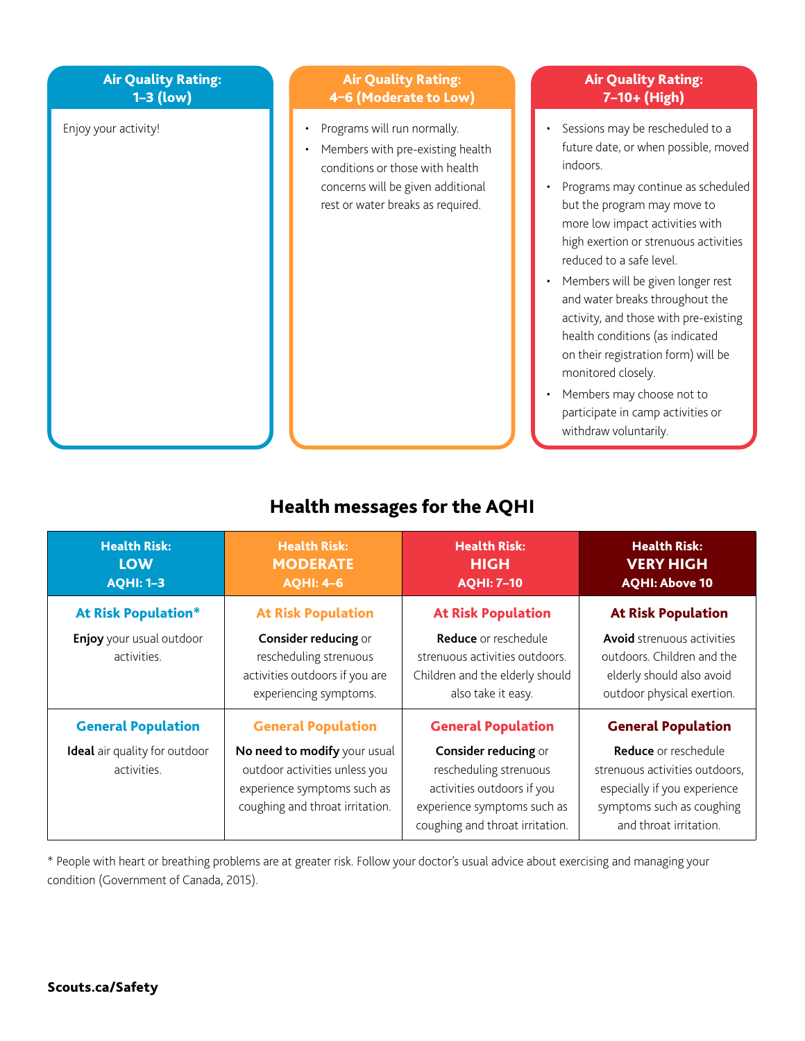| Air Quality Rating: 1–3 (low) | Air Quality Rating: 4–6 (Moderate to Low) | Air Quality Rating: 7–10+ (High) |
|---|---|---|
| Enjoy your activity! | • Programs will run normally.<br>• Members with pre-existing health conditions or those with health concerns will be given additional rest or water breaks as required. | • Sessions may be rescheduled to a future date, or when possible, moved indoors.<br>• Programs may continue as scheduled but the program may move to more low impact activities with high exertion or strenuous activities reduced to a safe level.<br>• Members will be given longer rest and water breaks throughout the activity, and those with pre-existing health conditions (as indicated on their registration form) will be monitored closely.<br>• Members may choose not to participate in camp activities or withdraw voluntarily. |

## Health messages for the AQHI

| Health Risk: LOW AQHI: 1–3 | Health Risk: MODERATE AQHI: 4–6 | Health Risk: HIGH AQHI: 7–10 | Health Risk: VERY HIGH AQHI: Above 10 |
|---|---|---|---|
| **At Risk Population*** <br>**Enjoy** your usual outdoor activities. | **At Risk Population** <br>**Consider reducing** or rescheduling strenuous activities outdoors if you are experiencing symptoms. | **At Risk Population** <br>**Reduce** or reschedule strenuous activities outdoors. Children and the elderly should also take it easy. | **At Risk Population** <br>**Avoid** strenuous activities outdoors. Children and the elderly should also avoid outdoor physical exertion. |
| **General Population** <br>**Ideal** air quality for outdoor activities. | **General Population** <br>**No need to modify** your usual outdoor activities unless you experience symptoms such as coughing and throat irritation. | **General Population** <br>**Consider reducing** or rescheduling strenuous activities outdoors if you experience symptoms such as coughing and throat irritation. | **General Population** <br>**Reduce** or reschedule strenuous activities outdoors, especially if you experience symptoms such as coughing and throat irritation. |

* People with heart or breathing problems are at greater risk. Follow your doctor's usual advice about exercising and managing your condition (Government of Canada, 2015).

**Scouts.ca/Safety**